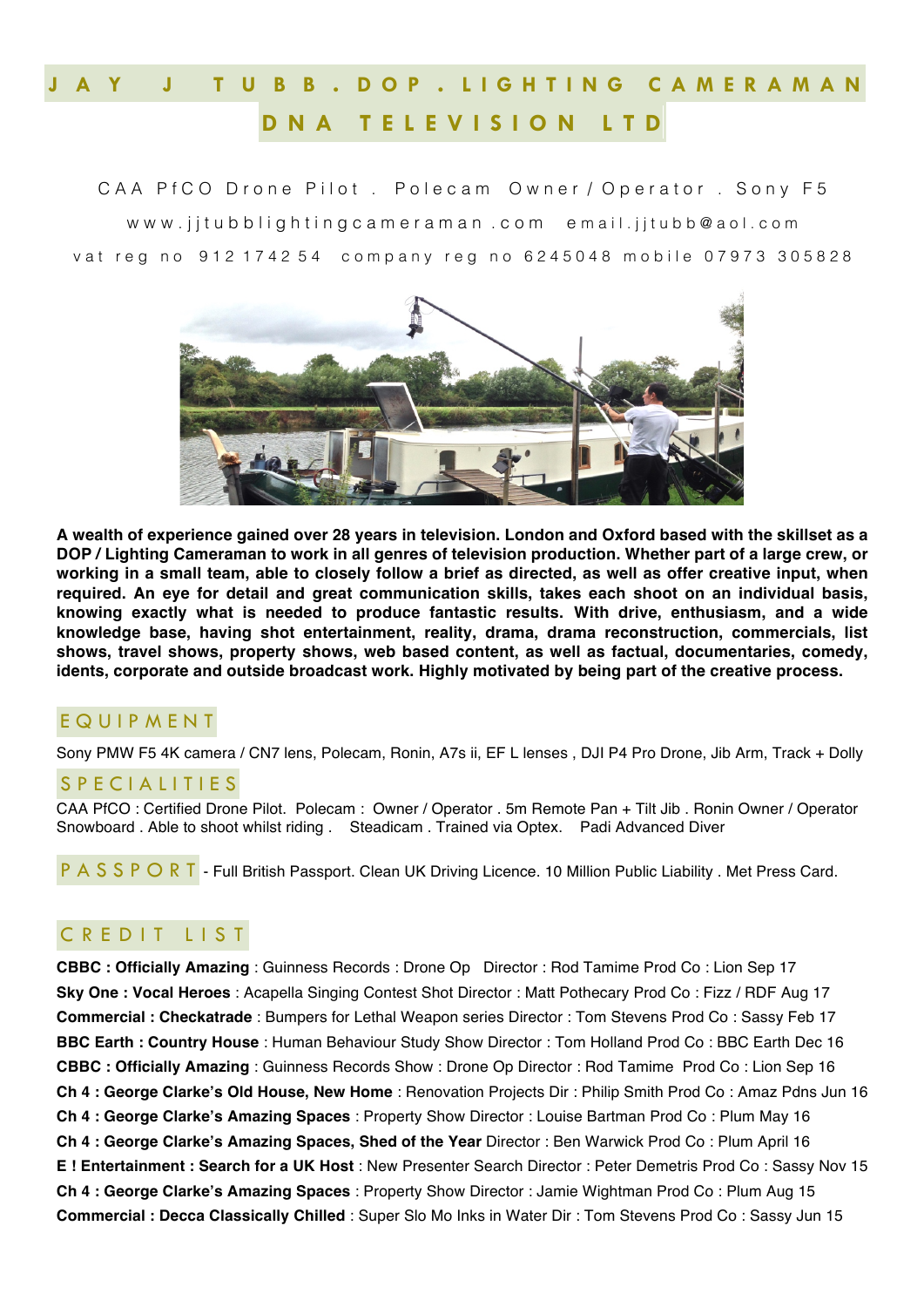# JAY J TUBB . DOP . LIGHTING CAMERAMAN

## DNA TELEVISION LTD

CAA PfCO Drone Pilot . Polecam Owner / Operator . Sony F5

www.jjtubblightingcameraman.com email.jjtubb@aol.com

vat reg no 912 1742 54 company reg no 6245048 mobile 07973 305828

**A wealth of experience gained over 28 years in television. London and Oxford based with the skillset as a DOP / Lighting Cameraman to work in all genres of television production. Whether part of a large crew, or working in a small team, able to closely follow a brief as directed, as well as offer creative input, when required. An eye for detail and great communication skills, takes each shoot on an individual basis, knowing exactly what is needed to produce fantastic results. With drive, enthusiasm, and a wide knowledge base, having shot entertainment, reality, drama, drama reconstruction, commercials, list shows, travel shows, property shows, web based content, as well as factual, documentaries, comedy, idents, corporate and outside broadcast work. Highly motivated by being part of the creative process.**

## EQUIPMENT

Sony PMW F5 4K camera / CN7 lens, Polecam, Ronin, A7s ii, EF L lenses , DJI P4 Pro Drone, Jib Arm, Track + Dolly

## SPECIALITIES

CAA PfCO : Certified Drone Pilot. Polecam : Owner / Operator . 5m Remote Pan + Tilt Jib . Ronin Owner / Operator
Snowboard . Able to shoot whilst riding . Steadicam . Trained via Optex. Padi Advanced Diver

## PASSPORT

- Full British Passport. Clean UK Driving Licence. 10 Million Public Liability . Met Press Card.

## CREDIT LIST

**CBBC : Officially Amazing** : Guinness Records : Drone Op Director : Rod Tamime Prod Co : Lion Sep 17
**Sky One : Vocal Heroes** : Acapella Singing Contest Shot Director : Matt Pothecary Prod Co : Fizz / RDF Aug 17
**Commercial : Checkatrade** : Bumpers for Lethal Weapon series Director : Tom Stevens Prod Co : Sassy Feb 17
**BBC Earth : Country House** : Human Behaviour Study Show Director : Tom Holland Prod Co : BBC Earth Dec 16
**CBBC : Officially Amazing** : Guinness Records Show : Drone Op Director : Rod Tamime Prod Co : Lion Sep 16
**Ch 4 : George Clarke's Old House, New Home** : Renovation Projects Dir : Philip Smith Prod Co : Amaz Pdns Jun 16
**Ch 4 : George Clarke's Amazing Spaces** : Property Show Director : Louise Bartman Prod Co : Plum May 16
**Ch 4 : George Clarke's Amazing Spaces, Shed of the Year** Director : Ben Warwick Prod Co : Plum April 16
**E ! Entertainment : Search for a UK Host** : New Presenter Search Director : Peter Demetris Prod Co : Sassy Nov 15
**Ch 4 : George Clarke's Amazing Spaces** : Property Show Director : Jamie Wightman Prod Co : Plum Aug 15
**Commercial : Decca Classically Chilled** : Super Slo Mo Inks in Water Dir : Tom Stevens Prod Co : Sassy Jun 15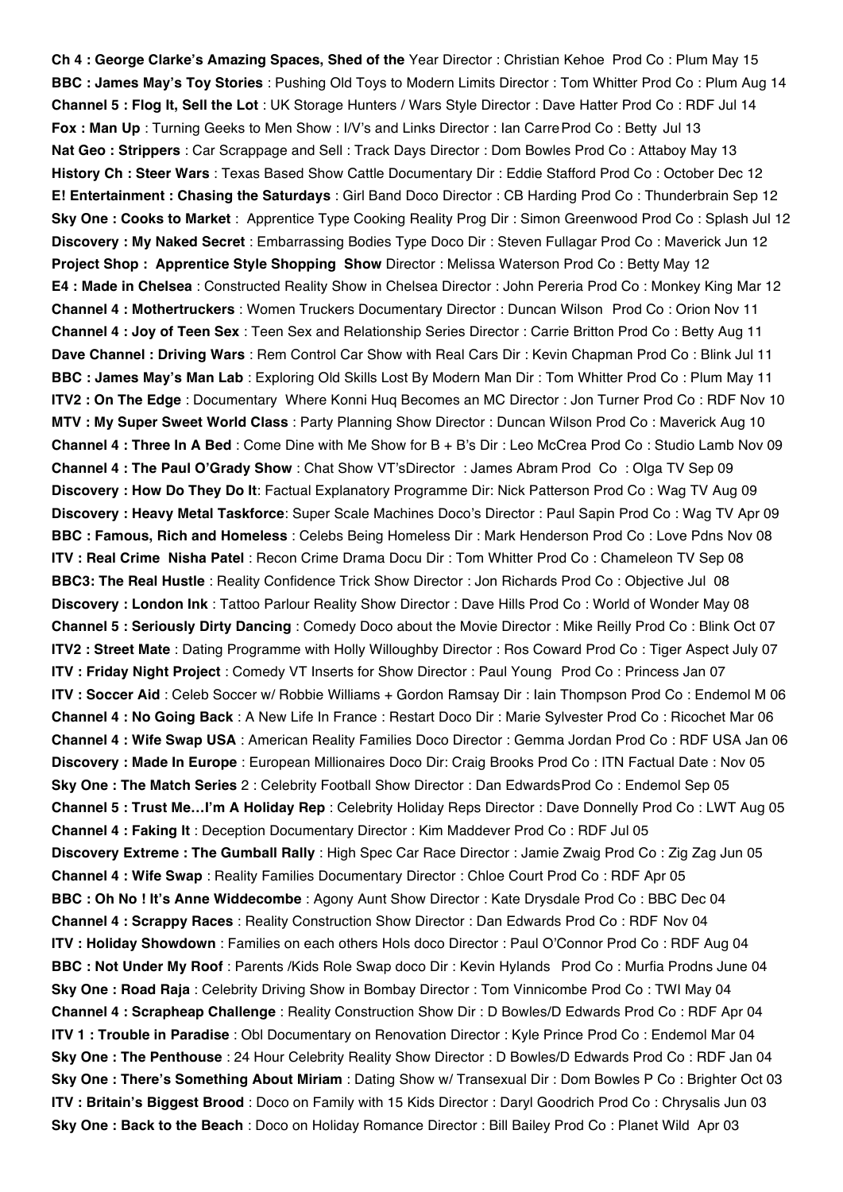**Ch 4 : George Clarke's Amazing Spaces, Shed of the** Year Director : Christian Kehoe Prod Co : Plum May 15
**BBC : James May's Toy Stories** : Pushing Old Toys to Modern Limits Director : Tom Whitter Prod Co : Plum Aug 14
**Channel 5 : Flog It, Sell the Lot** : UK Storage Hunters / Wars Style Director : Dave Hatter Prod Co : RDF Jul 14
**Fox : Man Up** : Turning Geeks to Men Show : I/V's and Links Director : Ian Carre Prod Co : Betty Jul 13
**Nat Geo : Strippers** : Car Scrappage and Sell : Track Days Director : Dom Bowles Prod Co : Attaboy May 13
**History Ch : Steer Wars** : Texas Based Show Cattle Documentary Dir : Eddie Stafford Prod Co : October Dec 12
**E! Entertainment : Chasing the Saturdays** : Girl Band Doco Director : CB Harding Prod Co : Thunderbrain Sep 12
**Sky One : Cooks to Market** : Apprentice Type Cooking Reality Prog Dir : Simon Greenwood Prod Co : Splash Jul 12
**Discovery : My Naked Secret** : Embarrassing Bodies Type Doco Dir : Steven Fullagar Prod Co : Maverick Jun 12
**Project Shop : Apprentice Style Shopping Show** Director : Melissa Waterson Prod Co : Betty May 12
**E4 : Made in Chelsea** : Constructed Reality Show in Chelsea Director : John Pereria Prod Co : Monkey King Mar 12
**Channel 4 : Mothertruckers** : Women Truckers Documentary Director : Duncan Wilson Prod Co : Orion Nov 11
**Channel 4 : Joy of Teen Sex** : Teen Sex and Relationship Series Director : Carrie Britton Prod Co : Betty Aug 11
**Dave Channel : Driving Wars** : Rem Control Car Show with Real Cars Dir : Kevin Chapman Prod Co : Blink Jul 11
**BBC : James May's Man Lab** : Exploring Old Skills Lost By Modern Man Dir : Tom Whitter Prod Co : Plum May 11
**ITV2 : On The Edge** : Documentary Where Konni Huq Becomes an MC Director : Jon Turner Prod Co : RDF Nov 10
**MTV : My Super Sweet World Class** : Party Planning Show Director : Duncan Wilson Prod Co : Maverick Aug 10
**Channel 4 : Three In A Bed** : Come Dine with Me Show for B + B's Dir : Leo McCrea Prod Co : Studio Lamb Nov 09
**Channel 4 : The Paul O'Grady Show** : Chat Show VT'sDirector : James Abram Prod Co : Olga TV Sep 09
**Discovery : How Do They Do It**: Factual Explanatory Programme Dir: Nick Patterson Prod Co : Wag TV Aug 09
**Discovery : Heavy Metal Taskforce**: Super Scale Machines Doco's Director : Paul Sapin Prod Co : Wag TV Apr 09
**BBC : Famous, Rich and Homeless** : Celebs Being Homeless Dir : Mark Henderson Prod Co : Love Pdns Nov 08
**ITV : Real Crime Nisha Patel** : Recon Crime Drama Docu Dir : Tom Whitter Prod Co : Chameleon TV Sep 08
**BBC3: The Real Hustle** : Reality Confidence Trick Show Director : Jon Richards Prod Co : Objective Jul 08
**Discovery : London Ink** : Tattoo Parlour Reality Show Director : Dave Hills Prod Co : World of Wonder May 08
**Channel 5 : Seriously Dirty Dancing** : Comedy Doco about the Movie Director : Mike Reilly Prod Co : Blink Oct 07
**ITV2 : Street Mate** : Dating Programme with Holly Willoughby Director : Ros Coward Prod Co : Tiger Aspect July 07
**ITV : Friday Night Project** : Comedy VT Inserts for Show Director : Paul Young Prod Co : Princess Jan 07
**ITV : Soccer Aid** : Celeb Soccer w/ Robbie Williams + Gordon Ramsay Dir : Iain Thompson Prod Co : Endemol M 06
**Channel 4 : No Going Back** : A New Life In France : Restart Doco Dir : Marie Sylvester Prod Co : Ricochet Mar 06
**Channel 4 : Wife Swap USA** : American Reality Families Doco Director : Gemma Jordan Prod Co : RDF USA Jan 06
**Discovery : Made In Europe** : European Millionaires Doco Dir: Craig Brooks Prod Co : ITN Factual Date : Nov 05
**Sky One : The Match Series** 2 : Celebrity Football Show Director : Dan EdwardsProd Co : Endemol Sep 05
**Channel 5 : Trust Me…I'm A Holiday Rep** : Celebrity Holiday Reps Director : Dave Donnelly Prod Co : LWT Aug 05
**Channel 4 : Faking It** : Deception Documentary Director : Kim Maddever Prod Co : RDF Jul 05
**Discovery Extreme : The Gumball Rally** : High Spec Car Race Director : Jamie Zwaig Prod Co : Zig Zag Jun 05
**Channel 4 : Wife Swap** : Reality Families Documentary Director : Chloe Court Prod Co : RDF Apr 05
**BBC : Oh No ! It's Anne Widdecombe** : Agony Aunt Show Director : Kate Drysdale Prod Co : BBC Dec 04
**Channel 4 : Scrappy Races** : Reality Construction Show Director : Dan Edwards Prod Co : RDF Nov 04
**ITV : Holiday Showdown** : Families on each others Hols doco Director : Paul O'Connor Prod Co : RDF Aug 04
**BBC : Not Under My Roof** : Parents /Kids Role Swap doco Dir : Kevin Hylands Prod Co : Murfia Prodns June 04
**Sky One : Road Raja** : Celebrity Driving Show in Bombay Director : Tom Vinnicombe Prod Co : TWI May 04
**Channel 4 : Scrapheap Challenge** : Reality Construction Show Dir : D Bowles/D Edwards Prod Co : RDF Apr 04
**ITV 1 : Trouble in Paradise** : Obl Documentary on Renovation Director : Kyle Prince Prod Co : Endemol Mar 04
**Sky One : The Penthouse** : 24 Hour Celebrity Reality Show Director : D Bowles/D Edwards Prod Co : RDF Jan 04
**Sky One : There's Something About Miriam** : Dating Show w/ Transexual Dir : Dom Bowles P Co : Brighter Oct 03
**ITV : Britain's Biggest Brood** : Doco on Family with 15 Kids Director : Daryl Goodrich Prod Co : Chrysalis Jun 03
**Sky One : Back to the Beach** : Doco on Holiday Romance Director : Bill Bailey Prod Co : Planet Wild Apr 03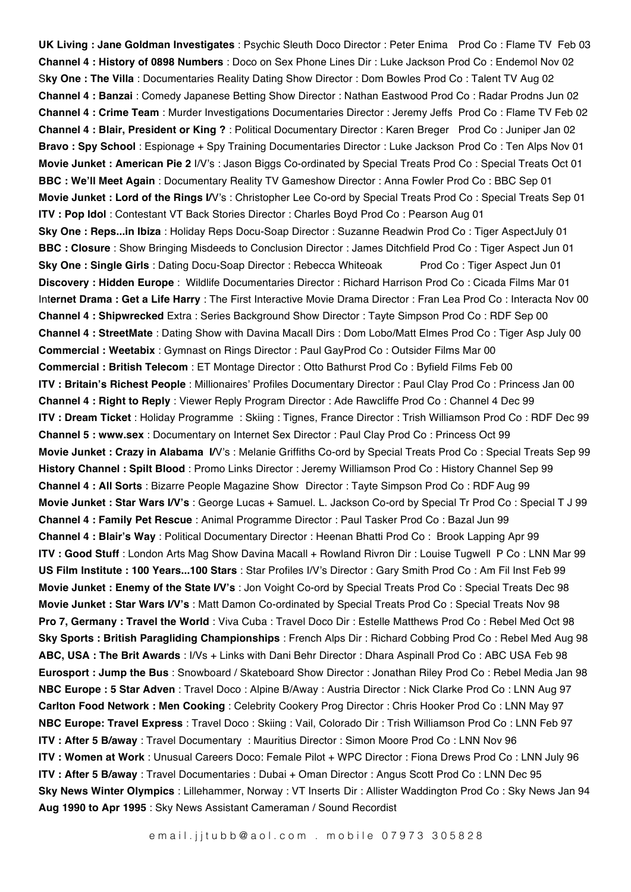**UK Living : Jane Goldman Investigates** : Psychic Sleuth Doco Director : Peter Enima  Prod Co : Flame TV  Feb 03
**Channel 4 : History of 0898 Numbers** : Doco on Sex Phone Lines Dir : Luke Jackson Prod Co : Endemol Nov 02
S**ky One : The Villa** : Documentaries Reality Dating Show Director : Dom Bowles Prod Co : Talent TV Aug 02
**Channel 4 : Banzai** : Comedy Japanese Betting Show Director : Nathan Eastwood Prod Co : Radar Prodns Jun 02
**Channel 4 : Crime Team** : Murder Investigations Documentaries Director : Jeremy Jeffs  Prod Co : Flame TV Feb 02
**Channel 4 : Blair, President or King ?** : Political Documentary Director : Karen Breger  Prod Co : Juniper Jan 02
**Bravo : Spy School** : Espionage + Spy Training Documentaries Director : Luke Jackson Prod Co : Ten Alps Nov 01
**Movie Junket : American Pie 2** I/V's : Jason Biggs Co-ordinated by Special Treats Prod Co : Special Treats Oct 01
**BBC : We'll Meet Again** : Documentary Reality TV Gameshow Director : Anna Fowler Prod Co : BBC Sep 01
**Movie Junket : Lord of the Rings I/**V's : Christopher Lee Co-ord by Special Treats Prod Co : Special Treats Sep 01
**ITV : Pop Idol** : Contestant VT Back Stories Director : Charles Boyd Prod Co : Pearson Aug 01
**Sky One : Reps...in Ibiza** : Holiday Reps Docu-Soap Director : Suzanne Readwin Prod Co : Tiger AspectJuly 01
**BBC : Closure** : Show Bringing Misdeeds to Conclusion Director : James Ditchfield Prod Co : Tiger Aspect Jun 01
**Sky One : Single Girls** : Dating Docu-Soap Director : Rebecca Whiteoak  Prod Co : Tiger Aspect Jun 01
**Discovery : Hidden Europe** : Wildlife Documentaries Director : Richard Harrison Prod Co : Cicada Films Mar 01
Int**ernet Drama : Get a Life Harry** : The First Interactive Movie Drama Director : Fran Lea Prod Co : Interacta Nov 00
**Channel 4 : Shipwrecked** Extra : Series Background Show Director : Tayte Simpson Prod Co : RDF Sep 00
**Channel 4 : StreetMate** : Dating Show with Davina Macall Dirs : Dom Lobo/Matt Elmes Prod Co : Tiger Asp July 00
**Commercial : Weetabix** : Gymnast on Rings Director : Paul GayProd Co : Outsider Films Mar 00
**Commercial : British Telecom** : ET Montage Director : Otto Bathurst Prod Co : Byfield Films Feb 00
**ITV : Britain's Richest People** : Millionaires' Profiles Documentary Director : Paul Clay Prod Co : Princess Jan 00
**Channel 4 : Right to Reply** : Viewer Reply Program Director : Ade Rawcliffe Prod Co : Channel 4 Dec 99
**ITV : Dream Ticket** : Holiday Programme : Skiing : Tignes, France Director : Trish Williamson Prod Co : RDF Dec 99
**Channel 5 : www.sex** : Documentary on Internet Sex Director : Paul Clay Prod Co : Princess Oct 99
**Movie Junket : Crazy in Alabama I/**V's : Melanie Griffiths Co-ord by Special Treats Prod Co : Special Treats Sep 99
**History Channel : Spilt Blood** : Promo Links Director : Jeremy Williamson Prod Co : History Channel Sep 99
**Channel 4 : All Sorts** : Bizarre People Magazine Show Director : Tayte Simpson Prod Co : RDF Aug 99
**Movie Junket : Star Wars I/V's** : George Lucas + Samuel. L. Jackson Co-ord by Special Tr Prod Co : Special T J 99
**Channel 4 : Family Pet Rescue** : Animal Programme Director : Paul Tasker Prod Co : Bazal Jun 99
**Channel 4 : Blair's Way** : Political Documentary Director : Heenan Bhatti Prod Co : Brook Lapping Apr 99
**ITV : Good Stuff** : London Arts Mag Show Davina Macall + Rowland Rivron Dir : Louise Tugwell P Co : LNN Mar 99
**US Film Institute : 100 Years...100 Stars** : Star Profiles I/V's Director : Gary Smith Prod Co : Am Fil Inst Feb 99
**Movie Junket : Enemy of the State I/V's** : Jon Voight Co-ord by Special Treats Prod Co : Special Treats Dec 98
**Movie Junket : Star Wars I/V's** : Matt Damon Co-ordinated by Special Treats Prod Co : Special Treats Nov 98
**Pro 7, Germany : Travel the World** : Viva Cuba : Travel Doco Dir : Estelle Matthews Prod Co : Rebel Med Oct 98
**Sky Sports : British Paragliding Championships** : French Alps Dir : Richard Cobbing Prod Co : Rebel Med Aug 98
**ABC, USA : The Brit Awards** : I/Vs + Links with Dani Behr Director : Dhara Aspinall Prod Co : ABC USA Feb 98
**Eurosport : Jump the Bus** : Snowboard / Skateboard Show Director : Jonathan Riley Prod Co : Rebel Media Jan 98
**NBC Europe : 5 Star Adven** : Travel Doco : Alpine B/Away : Austria Director : Nick Clarke Prod Co : LNN Aug 97
**Carlton Food Network : Men Cooking** : Celebrity Cookery Prog Director : Chris Hooker Prod Co : LNN May 97
**NBC Europe: Travel Express** : Travel Doco : Skiing : Vail, Colorado Dir : Trish Williamson Prod Co : LNN Feb 97
**ITV : After 5 B/away** : Travel Documentary : Mauritius Director : Simon Moore Prod Co : LNN Nov 96
**ITV : Women at Work** : Unusual Careers Doco: Female Pilot + WPC Director : Fiona Drews Prod Co : LNN July 96
**ITV : After 5 B/away** : Travel Documentaries : Dubai + Oman Director : Angus Scott Prod Co : LNN Dec 95
**Sky News Winter Olympics** : Lillehammer, Norway : VT Inserts Dir : Allister Waddington Prod Co : Sky News Jan 94
**Aug 1990 to Apr 1995** : Sky News Assistant Cameraman / Sound Recordist

email.jjtubb@aol.com . mobile 07973 305828